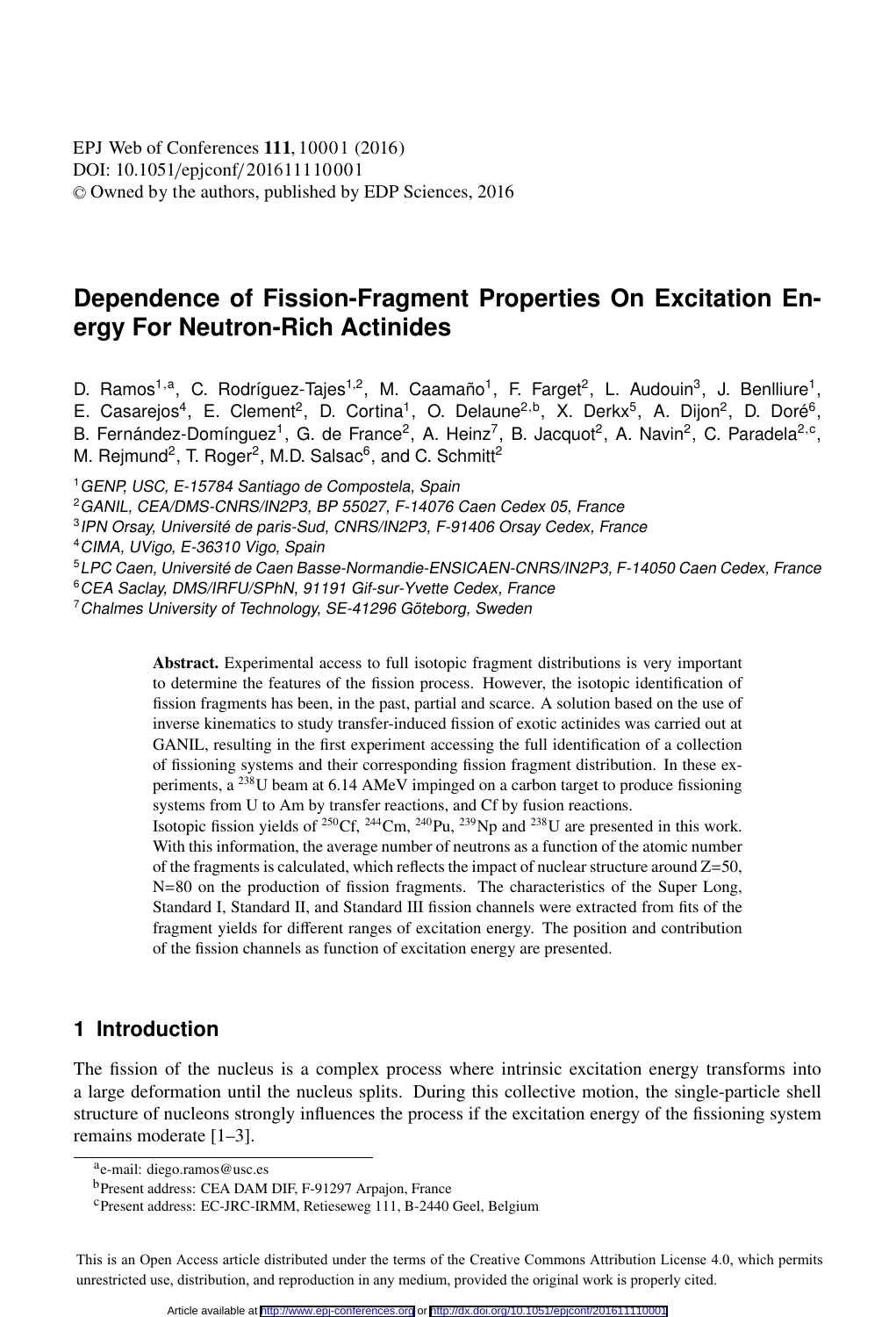# Dependence of Fission-Fragment Properties On Excitation Energy For Neutron-Rich Actinides

D. Ramos[1,a], C. Rodríguez-Tajes[1,2], M. Caamaño[1], F. Farget[2], L. Audouin[3], J. Benlliure[1], E. Casarejos[4], E. Clement[2], D. Cortina[1], O. Delaune[2,b], X. Derkx[5], A. Dijon[2], D. Doré[6], B. Fernández-Domínguez[1], G. de France[2], A. Heinz[7], B. Jacquot[2], A. Navin[2], C. Paradela[2,c], M. Rejmund[2], T. Roger[2], M.D. Salsac[6], and C. Schmitt[2]

[1] *GENP, USC, E-15784 Santiago de Compostela, Spain*
[2] *GANIL, CEA/DMS-CNRS/IN2P3, BP 55027, F-14076 Caen Cedex 05, France*
[3] *IPN Orsay, Université de paris-Sud, CNRS/IN2P3, F-91406 Orsay Cedex, France*
[4] *CIMA, UVigo, E-36310 Vigo, Spain*
[5] *LPC Caen, Université de Caen Basse-Normandie-ENSICAEN-CNRS/IN2P3, F-14050 Caen Cedex, France*
[6] *CEA Saclay, DMS/IRFU/SPhN, 91191 Gif-sur-Yvette Cedex, France*
[7] *Chalmes University of Technology, SE-41296 Göteborg, Sweden*

**Abstract.** Experimental access to full isotopic fragment distributions is very important to determine the features of the fission process. However, the isotopic identification of fission fragments has been, in the past, partial and scarce. A solution based on the use of inverse kinematics to study transfer-induced fission of exotic actinides was carried out at GANIL, resulting in the first experiment accessing the full identification of a collection of fissioning systems and their corresponding fission fragment distribution. In these experiments, a $^{238}$U beam at 6.14 AMeV impinged on a carbon target to produce fissioning systems from U to Am by transfer reactions, and Cf by fusion reactions.

Isotopic fission yields of $^{250}$Cf, $^{244}$Cm, $^{240}$Pu, $^{239}$Np and $^{238}$U are presented in this work. With this information, the average number of neutrons as a function of the atomic number of the fragments is calculated, which reflects the impact of nuclear structure around Z=50, N=80 on the production of fission fragments. The characteristics of the Super Long, Standard I, Standard II, and Standard III fission channels were extracted from fits of the fragment yields for different ranges of excitation energy. The position and contribution of the fission channels as function of excitation energy are presented.

## 1 Introduction

The fission of the nucleus is a complex process where intrinsic excitation energy transforms into a large deformation until the nucleus splits. During this collective motion, the single-particle shell structure of nucleons strongly influences the process if the excitation energy of the fissioning system remains moderate [1–3].

[a] e-mail: diego.ramos@usc.es

[b] Present address: CEA DAM DIF, F-91297 Arpajon, France

[c] Present address: EC-JRC-IRMM, Retieseweg 111, B-2440 Geel, Belgium

This is an Open Access article distributed under the terms of the Creative Commons Attribution License 4.0, which permits unrestricted use, distribution, and reproduction in any medium, provided the original work is properly cited.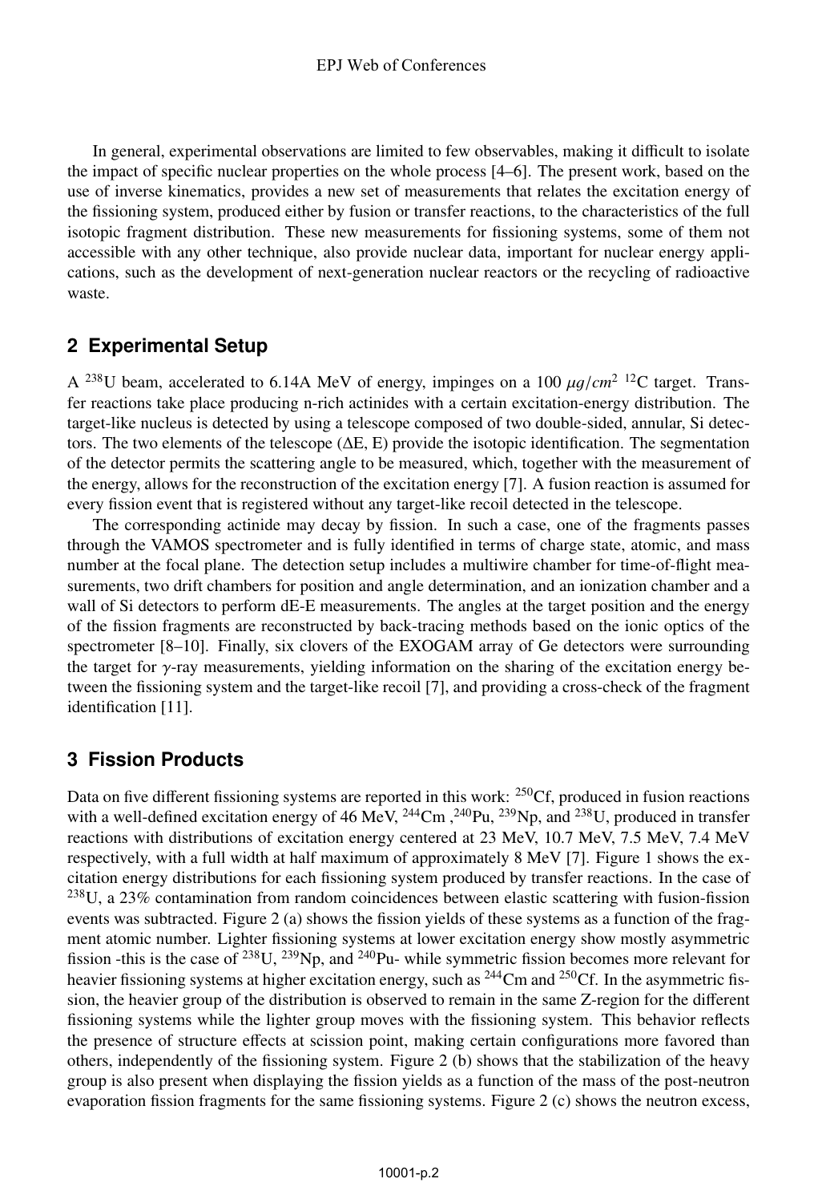In general, experimental observations are limited to few observables, making it difficult to isolate the impact of specific nuclear properties on the whole process [4–6]. The present work, based on the use of inverse kinematics, provides a new set of measurements that relates the excitation energy of the fissioning system, produced either by fusion or transfer reactions, to the characteristics of the full isotopic fragment distribution. These new measurements for fissioning systems, some of them not accessible with any other technique, also provide nuclear data, important for nuclear energy applications, such as the development of next-generation nuclear reactors or the recycling of radioactive waste.

## 2 Experimental Setup

A $^{238}$U beam, accelerated to 6.14A MeV of energy, impinges on a 100 $\mu g/cm^2$ $^{12}$C target. Transfer reactions take place producing n-rich actinides with a certain excitation-energy distribution. The target-like nucleus is detected by using a telescope composed of two double-sided, annular, Si detectors. The two elements of the telescope ($\Delta$E, E) provide the isotopic identification. The segmentation of the detector permits the scattering angle to be measured, which, together with the measurement of the energy, allows for the reconstruction of the excitation energy [7]. A fusion reaction is assumed for every fission event that is registered without any target-like recoil detected in the telescope.

The corresponding actinide may decay by fission. In such a case, one of the fragments passes through the VAMOS spectrometer and is fully identified in terms of charge state, atomic, and mass number at the focal plane. The detection setup includes a multiwire chamber for time-of-flight measurements, two drift chambers for position and angle determination, and an ionization chamber and a wall of Si detectors to perform dE-E measurements. The angles at the target position and the energy of the fission fragments are reconstructed by back-tracing methods based on the ionic optics of the spectrometer [8–10]. Finally, six clovers of the EXOGAM array of Ge detectors were surrounding the target for $\gamma$-ray measurements, yielding information on the sharing of the excitation energy between the fissioning system and the target-like recoil [7], and providing a cross-check of the fragment identification [11].

## 3 Fission Products

Data on five different fissioning systems are reported in this work: $^{250}$Cf, produced in fusion reactions with a well-defined excitation energy of 46 MeV, $^{244}$Cm ,$^{240}$Pu, $^{239}$Np, and $^{238}$U, produced in transfer reactions with distributions of excitation energy centered at 23 MeV, 10.7 MeV, 7.5 MeV, 7.4 MeV respectively, with a full width at half maximum of approximately 8 MeV [7]. Figure 1 shows the excitation energy distributions for each fissioning system produced by transfer reactions. In the case of $^{238}$U, a 23% contamination from random coincidences between elastic scattering with fusion-fission events was subtracted. Figure 2 (a) shows the fission yields of these systems as a function of the fragment atomic number. Lighter fissioning systems at lower excitation energy show mostly asymmetric fission -this is the case of $^{238}$U, $^{239}$Np, and $^{240}$Pu- while symmetric fission becomes more relevant for heavier fissioning systems at higher excitation energy, such as $^{244}$Cm and $^{250}$Cf. In the asymmetric fission, the heavier group of the distribution is observed to remain in the same Z-region for the different fissioning systems while the lighter group moves with the fissioning system. This behavior reflects the presence of structure effects at scission point, making certain configurations more favored than others, independently of the fissioning system. Figure 2 (b) shows that the stabilization of the heavy group is also present when displaying the fission yields as a function of the mass of the post-neutron evaporation fission fragments for the same fissioning systems. Figure 2 (c) shows the neutron excess,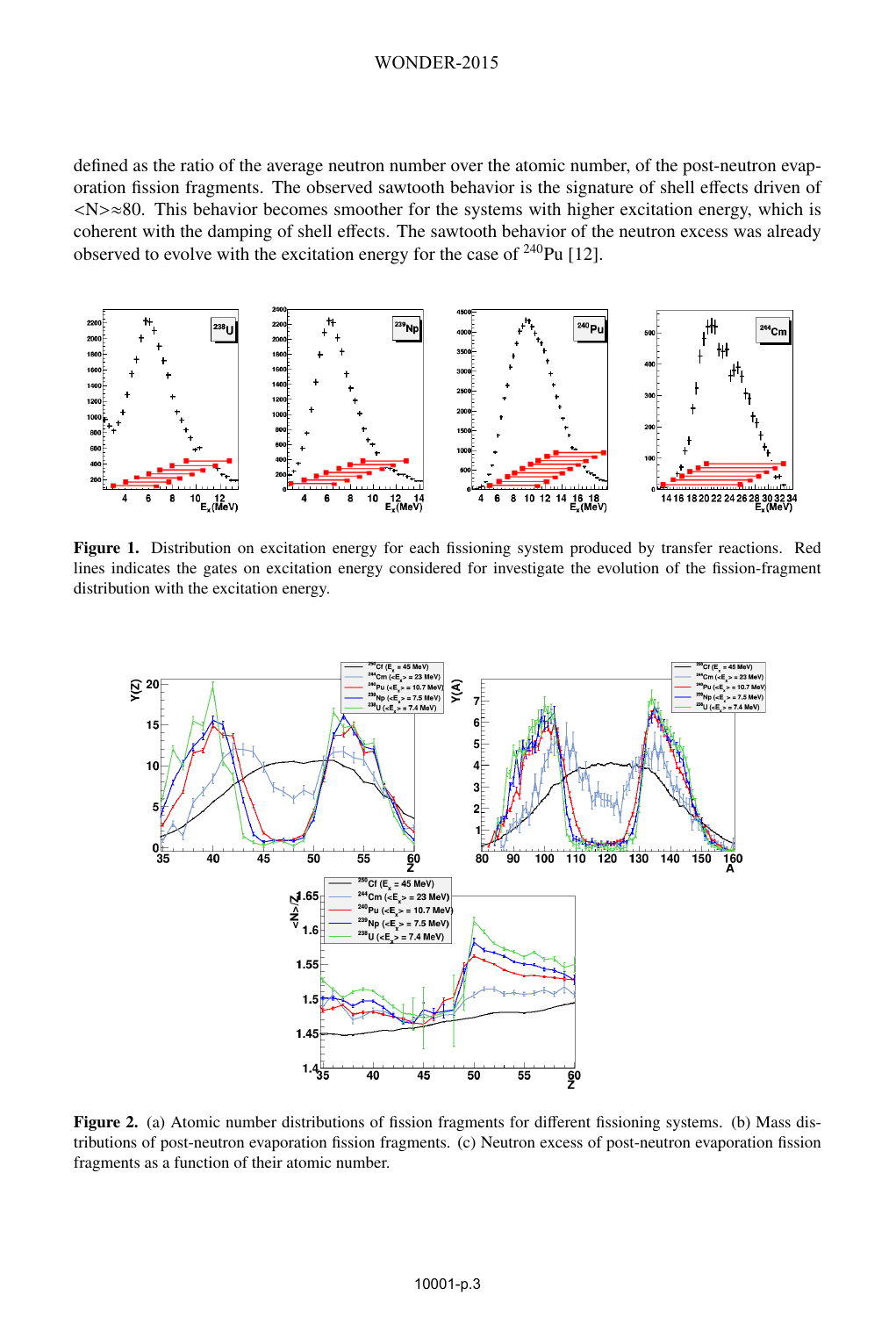defined as the ratio of the average neutron number over the atomic number, of the post-neutron evaporation fission fragments. The observed sawtooth behavior is the signature of shell effects driven of <N>≈80. This behavior becomes smoother for the systems with higher excitation energy, which is coherent with the damping of shell effects. The sawtooth behavior of the neutron excess was already observed to evolve with the excitation energy for the case of $^{240}$Pu [12].

**Figure 1.** Distribution on excitation energy for each fissioning system produced by transfer reactions. Red lines indicates the gates on excitation energy considered for investigate the evolution of the fission-fragment distribution with the excitation energy.

**Figure 2.** (a) Atomic number distributions of fission fragments for different fissioning systems. (b) Mass distributions of post-neutron evaporation fission fragments. (c) Neutron excess of post-neutron evaporation fission fragments as a function of their atomic number.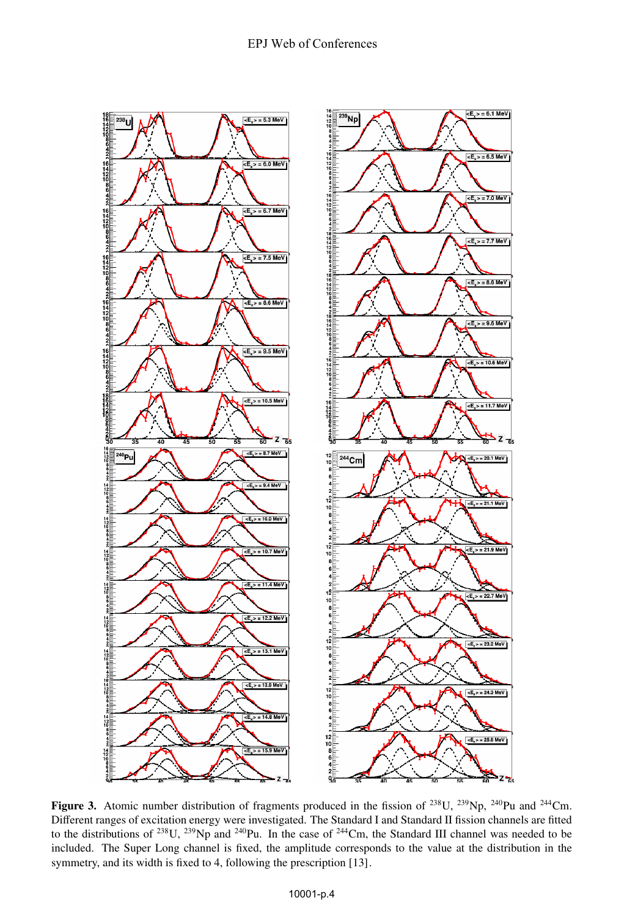**Figure 3.** Atomic number distribution of fragments produced in the fission of $^{238}$U, $^{239}$Np, $^{240}$Pu and $^{244}$Cm. Different ranges of excitation energy were investigated. The Standard I and Standard II fission channels are fitted to the distributions of $^{238}$U, $^{239}$Np and $^{240}$Pu. In the case of $^{244}$Cm, the Standard III channel was needed to be included. The Super Long channel is fixed, the amplitude corresponds to the value at the distribution in the symmetry, and its width is fixed to 4, following the prescription [13].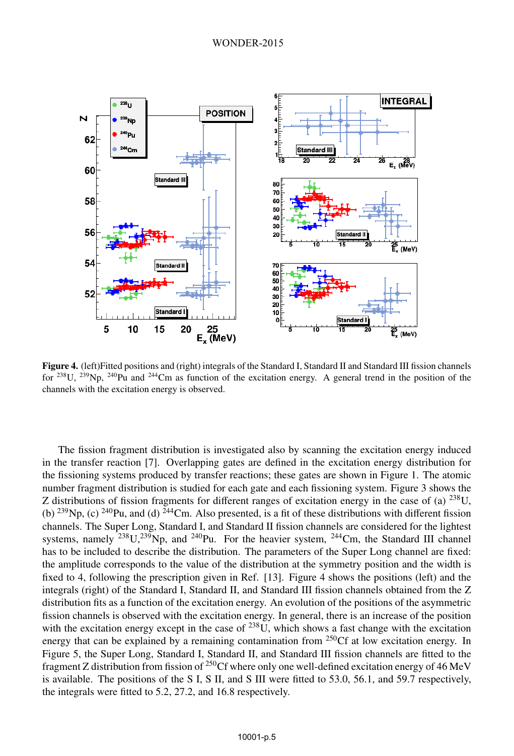**Figure 4.** (left)Fitted positions and (right) integrals of the Standard I, Standard II and Standard III fission channels for $^{238}$U, $^{239}$Np, $^{240}$Pu and $^{244}$Cm as function of the excitation energy. A general trend in the position of the channels with the excitation energy is observed.

The fission fragment distribution is investigated also by scanning the excitation energy induced in the transfer reaction [7]. Overlapping gates are defined in the excitation energy distribution for the fissioning systems produced by transfer reactions; these gates are shown in Figure 1. The atomic number fragment distribution is studied for each gate and each fissioning system. Figure 3 shows the Z distributions of fission fragments for different ranges of excitation energy in the case of (a) $^{238}$U, (b) $^{239}$Np, (c) $^{240}$Pu, and (d) $^{244}$Cm. Also presented, is a fit of these distributions with different fission channels. The Super Long, Standard I, and Standard II fission channels are considered for the lightest systems, namely $^{238}$U,$^{239}$Np, and $^{240}$Pu. For the heavier system, $^{244}$Cm, the Standard III channel has to be included to describe the distribution. The parameters of the Super Long channel are fixed: the amplitude corresponds to the value of the distribution at the symmetry position and the width is fixed to 4, following the prescription given in Ref. [13]. Figure 4 shows the positions (left) and the integrals (right) of the Standard I, Standard II, and Standard III fission channels obtained from the Z distribution fits as a function of the excitation energy. An evolution of the positions of the asymmetric fission channels is observed with the excitation energy. In general, there is an increase of the position with the excitation energy except in the case of $^{238}$U, which shows a fast change with the excitation energy that can be explained by a remaining contamination from $^{250}$Cf at low excitation energy. In Figure 5, the Super Long, Standard I, Standard II, and Standard III fission channels are fitted to the fragment Z distribution from fission of $^{250}$Cf where only one well-defined excitation energy of 46 MeV is available. The positions of the S I, S II, and S III were fitted to 53.0, 56.1, and 59.7 respectively, the integrals were fitted to 5.2, 27.2, and 16.8 respectively.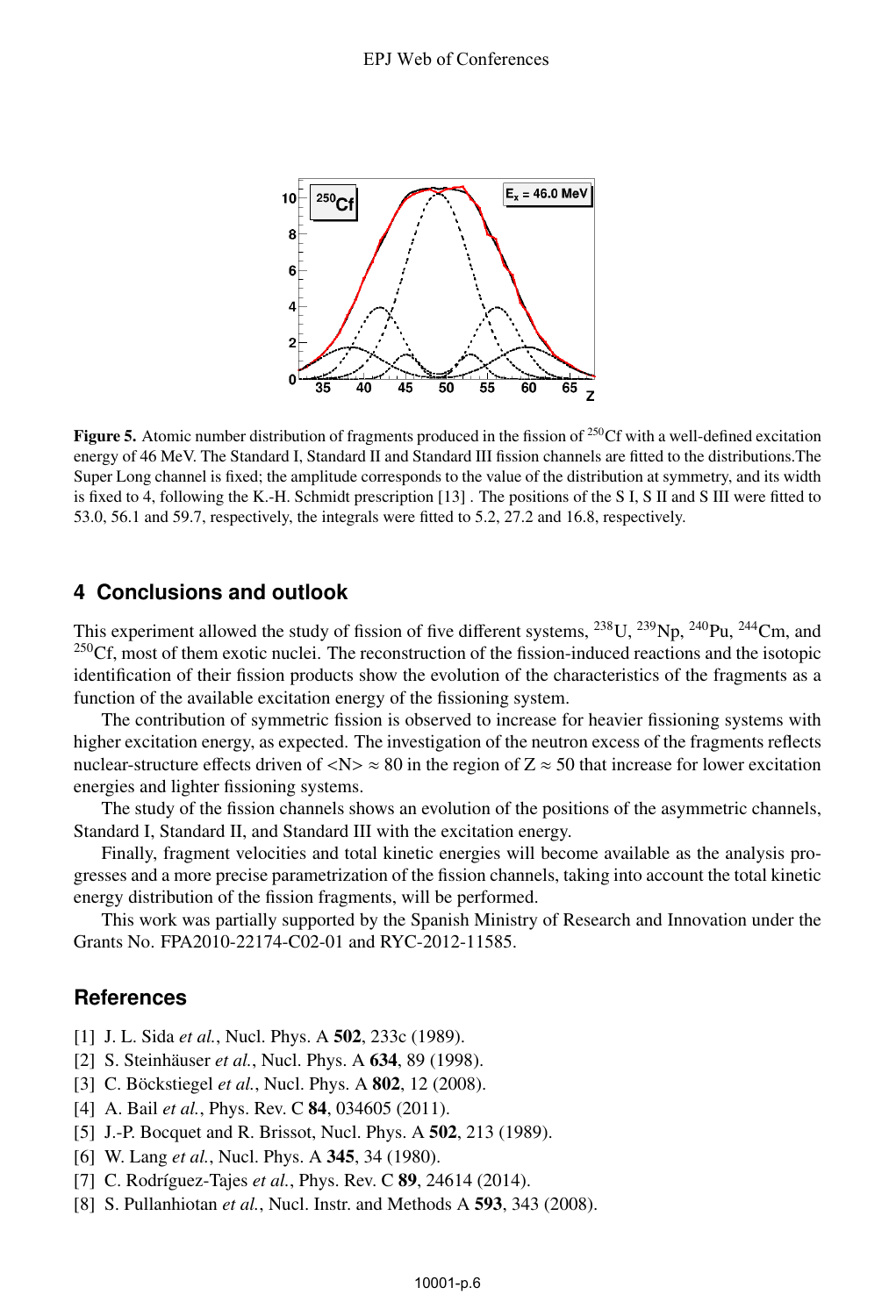**Figure 5.** Atomic number distribution of fragments produced in the fission of $^{250}$Cf with a well-defined excitation energy of 46 MeV. The Standard I, Standard II and Standard III fission channels are fitted to the distributions.The Super Long channel is fixed; the amplitude corresponds to the value of the distribution at symmetry, and its width is fixed to 4, following the K.-H. Schmidt prescription [13] . The positions of the S I, S II and S III were fitted to 53.0, 56.1 and 59.7, respectively, the integrals were fitted to 5.2, 27.2 and 16.8, respectively.

## 4 Conclusions and outlook

This experiment allowed the study of fission of five different systems, $^{238}$U, $^{239}$Np, $^{240}$Pu, $^{244}$Cm, and $^{250}$Cf, most of them exotic nuclei. The reconstruction of the fission-induced reactions and the isotopic identification of their fission products show the evolution of the characteristics of the fragments as a function of the available excitation energy of the fissioning system.

The contribution of symmetric fission is observed to increase for heavier fissioning systems with higher excitation energy, as expected. The investigation of the neutron excess of the fragments reflects nuclear-structure effects driven of $\langle N \rangle \approx 80$ in the region of $Z \approx 50$ that increase for lower excitation energies and lighter fissioning systems.

The study of the fission channels shows an evolution of the positions of the asymmetric channels, Standard I, Standard II, and Standard III with the excitation energy.

Finally, fragment velocities and total kinetic energies will become available as the analysis progresses and a more precise parametrization of the fission channels, taking into account the total kinetic energy distribution of the fission fragments, will be performed.

This work was partially supported by the Spanish Ministry of Research and Innovation under the Grants No. FPA2010-22174-C02-01 and RYC-2012-11585.

## References

[1] J. L. Sida *et al.*, Nucl. Phys. A **502**, 233c (1989).
[2] S. Steinhäuser *et al.*, Nucl. Phys. A **634**, 89 (1998).
[3] C. Böckstiegel *et al.*, Nucl. Phys. A **802**, 12 (2008).
[4] A. Bail *et al.*, Phys. Rev. C **84**, 034605 (2011).
[5] J.-P. Bocquet and R. Brissot, Nucl. Phys. A **502**, 213 (1989).
[6] W. Lang *et al.*, Nucl. Phys. A **345**, 34 (1980).
[7] C. Rodríguez-Tajes *et al.*, Phys. Rev. C **89**, 24614 (2014).
[8] S. Pullanhiotan *et al.*, Nucl. Instr. and Methods A **593**, 343 (2008).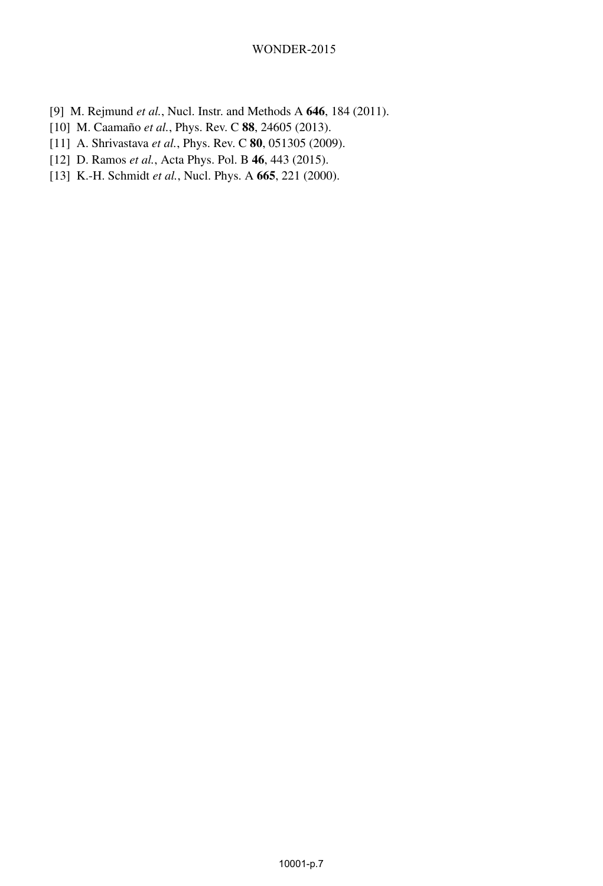[9] M. Rejmund *et al.*, Nucl. Instr. and Methods A **646**, 184 (2011).

[10] M. Caamaño *et al.*, Phys. Rev. C **88**, 24605 (2013).

[11] A. Shrivastava *et al.*, Phys. Rev. C **80**, 051305 (2009).

[12] D. Ramos *et al.*, Acta Phys. Pol. B **46**, 443 (2015).

[13] K.-H. Schmidt *et al.*, Nucl. Phys. A **665**, 221 (2000).